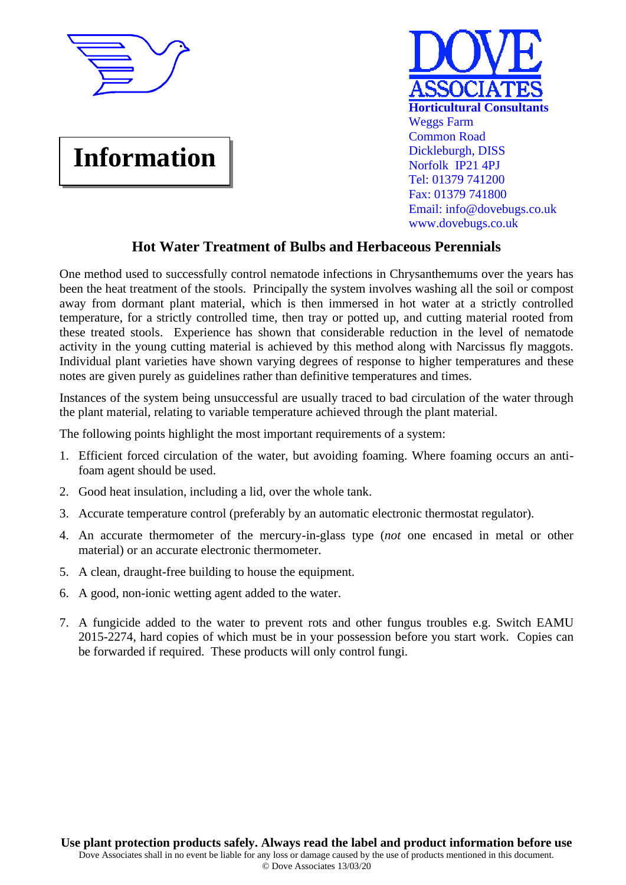**Information**

**DOVE ASSOCIATES**
**Horticultural Consultants**
Weggs Farm
Common Road
Dickleburgh, DISS
Norfolk IP21 4PJ
Tel: 01379 741200
Fax: 01379 741800
Email: info@dovebugs.co.uk
www.dovebugs.co.uk

## Hot Water Treatment of Bulbs and Herbaceous Perennials

One method used to successfully control nematode infections in Chrysanthemums over the years has been the heat treatment of the stools. Principally the system involves washing all the soil or compost away from dormant plant material, which is then immersed in hot water at a strictly controlled temperature, for a strictly controlled time, then tray or potted up, and cutting material rooted from these treated stools. Experience has shown that considerable reduction in the level of nematode activity in the young cutting material is achieved by this method along with Narcissus fly maggots. Individual plant varieties have shown varying degrees of response to higher temperatures and these notes are given purely as guidelines rather than definitive temperatures and times.

Instances of the system being unsuccessful are usually traced to bad circulation of the water through the plant material, relating to variable temperature achieved through the plant material.

The following points highlight the most important requirements of a system:

1. Efficient forced circulation of the water, but avoiding foaming. Where foaming occurs an anti-foam agent should be used.
2. Good heat insulation, including a lid, over the whole tank.
3. Accurate temperature control (preferably by an automatic electronic thermostat regulator).
4. An accurate thermometer of the mercury-in-glass type (*not* one encased in metal or other material) or an accurate electronic thermometer.
5. A clean, draught-free building to house the equipment.
6. A good, non-ionic wetting agent added to the water.
7. A fungicide added to the water to prevent rots and other fungus troubles e.g. Switch EAMU 2015-2274, hard copies of which must be in your possession before you start work. Copies can be forwarded if required. These products will only control fungi.

**Use plant protection products safely. Always read the label and product information before use**
Dove Associates shall in no event be liable for any loss or damage caused by the use of products mentioned in this document.
© Dove Associates 13/03/20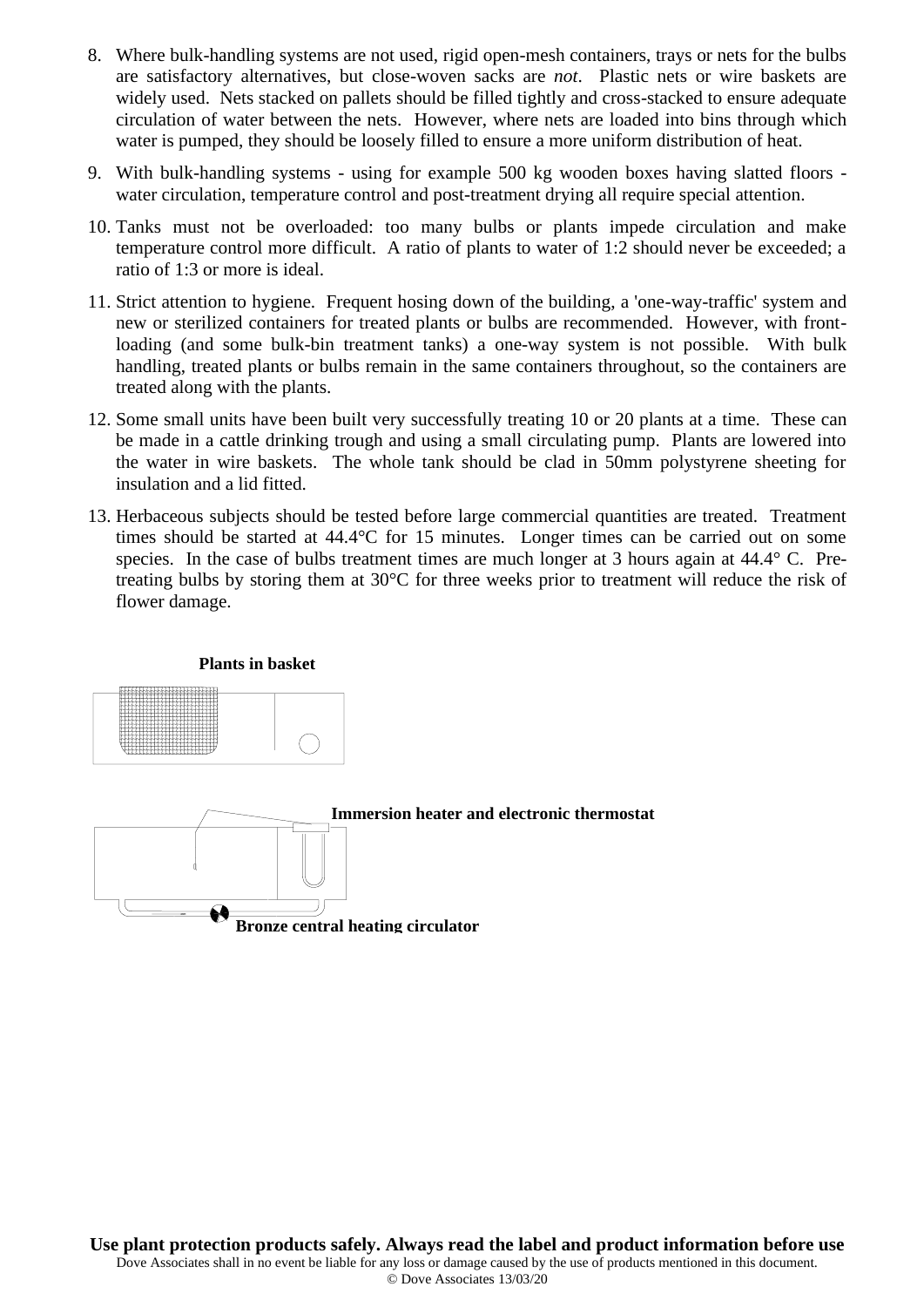8. Where bulk-handling systems are not used, rigid open-mesh containers, trays or nets for the bulbs are satisfactory alternatives, but close-woven sacks are *not*. Plastic nets or wire baskets are widely used. Nets stacked on pallets should be filled tightly and cross-stacked to ensure adequate circulation of water between the nets. However, where nets are loaded into bins through which water is pumped, they should be loosely filled to ensure a more uniform distribution of heat.

9. With bulk-handling systems - using for example 500 kg wooden boxes having slatted floors - water circulation, temperature control and post-treatment drying all require special attention.

10. Tanks must not be overloaded: too many bulbs or plants impede circulation and make temperature control more difficult. A ratio of plants to water of 1:2 should never be exceeded; a ratio of 1:3 or more is ideal.

11. Strict attention to hygiene. Frequent hosing down of the building, a 'one-way-traffic' system and new or sterilized containers for treated plants or bulbs are recommended. However, with front-loading (and some bulk-bin treatment tanks) a one-way system is not possible. With bulk handling, treated plants or bulbs remain in the same containers throughout, so the containers are treated along with the plants.

12. Some small units have been built very successfully treating 10 or 20 plants at a time. These can be made in a cattle drinking trough and using a small circulating pump. Plants are lowered into the water in wire baskets. The whole tank should be clad in 50mm polystyrene sheeting for insulation and a lid fitted.

13. Herbaceous subjects should be tested before large commercial quantities are treated. Treatment times should be started at 44.4°C for 15 minutes. Longer times can be carried out on some species. In the case of bulbs treatment times are much longer at 3 hours again at 44.4° C. Pre-treating bulbs by storing them at 30°C for three weeks prior to treatment will reduce the risk of flower damage.

**Plants in basket**

**Immersion heater and electronic thermostat**

**Bronze central heating circulator**

**Use plant protection products safely. Always read the label and product information before use**

Dove Associates shall in no event be liable for any loss or damage caused by the use of products mentioned in this document.

© Dove Associates 13/03/20